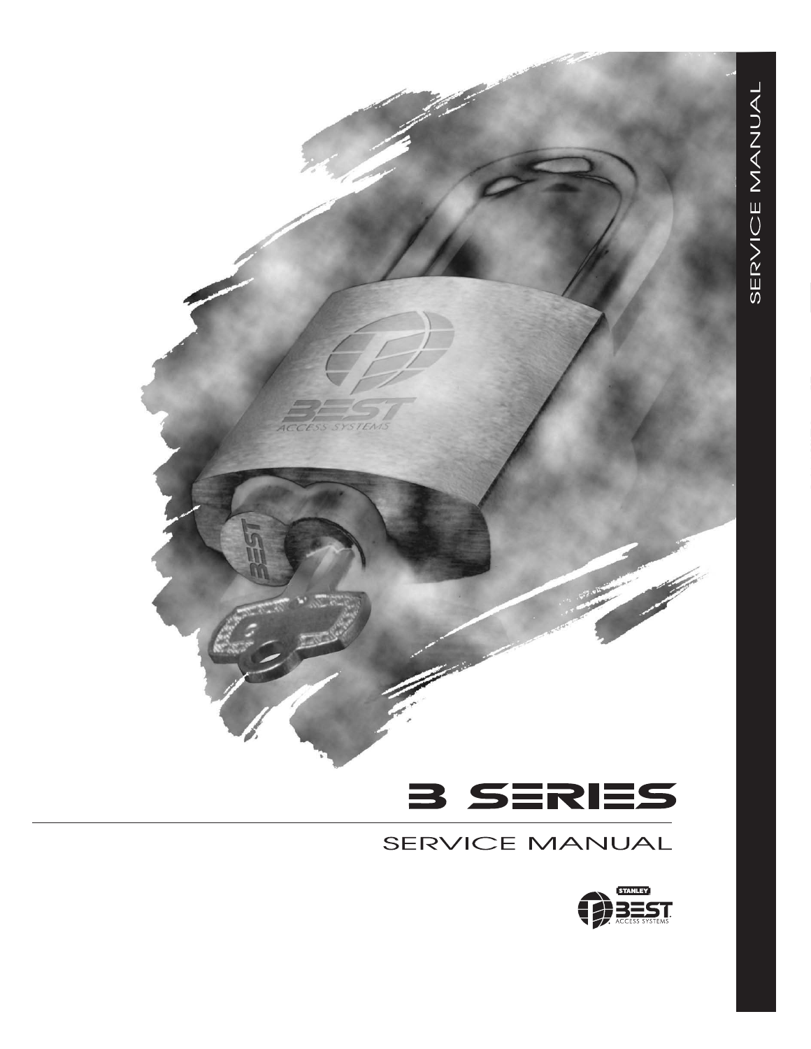# B SERIES

## SERVICE MANUAL

SERVICE MANUAL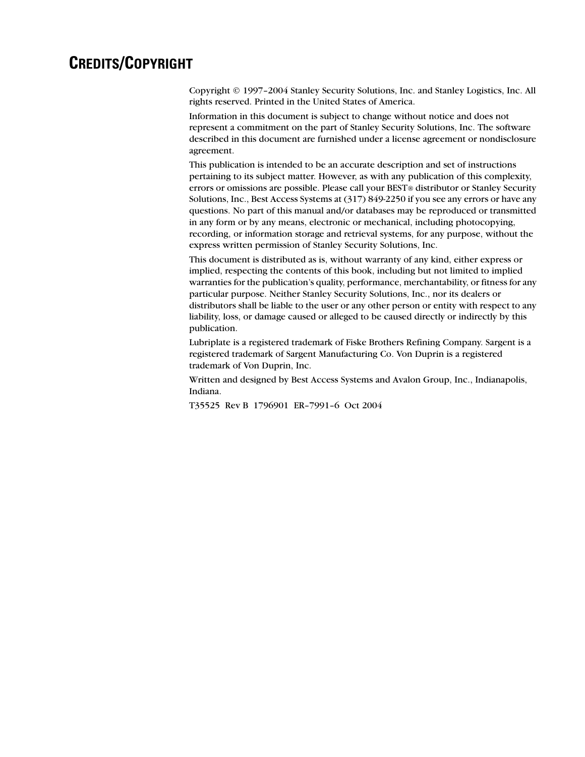# CREDITS/COPYRIGHT

Copyright © 1997–2004 Stanley Security Solutions, Inc. and Stanley Logistics, Inc. All rights reserved. Printed in the United States of America.

Information in this document is subject to change without notice and does not represent a commitment on the part of Stanley Security Solutions, Inc. The software described in this document are furnished under a license agreement or nondisclosure agreement.

This publication is intended to be an accurate description and set of instructions pertaining to its subject matter. However, as with any publication of this complexity, errors or omissions are possible. Please call your BEST® distributor or Stanley Security Solutions, Inc., Best Access Systems at (317) 849-2250 if you see any errors or have any questions. No part of this manual and/or databases may be reproduced or transmitted in any form or by any means, electronic or mechanical, including photocopying, recording, or information storage and retrieval systems, for any purpose, without the express written permission of Stanley Security Solutions, Inc.

This document is distributed as is, without warranty of any kind, either express or implied, respecting the contents of this book, including but not limited to implied warranties for the publication's quality, performance, merchantability, or fitness for any particular purpose. Neither Stanley Security Solutions, Inc., nor its dealers or distributors shall be liable to the user or any other person or entity with respect to any liability, loss, or damage caused or alleged to be caused directly or indirectly by this publication.

Lubriplate is a registered trademark of Fiske Brothers Refining Company. Sargent is a registered trademark of Sargent Manufacturing Co. Von Duprin is a registered trademark of Von Duprin, Inc.

Written and designed by Best Access Systems and Avalon Group, Inc., Indianapolis, Indiana.

T35525 Rev B 1796901 ER–7991–6 Oct 2004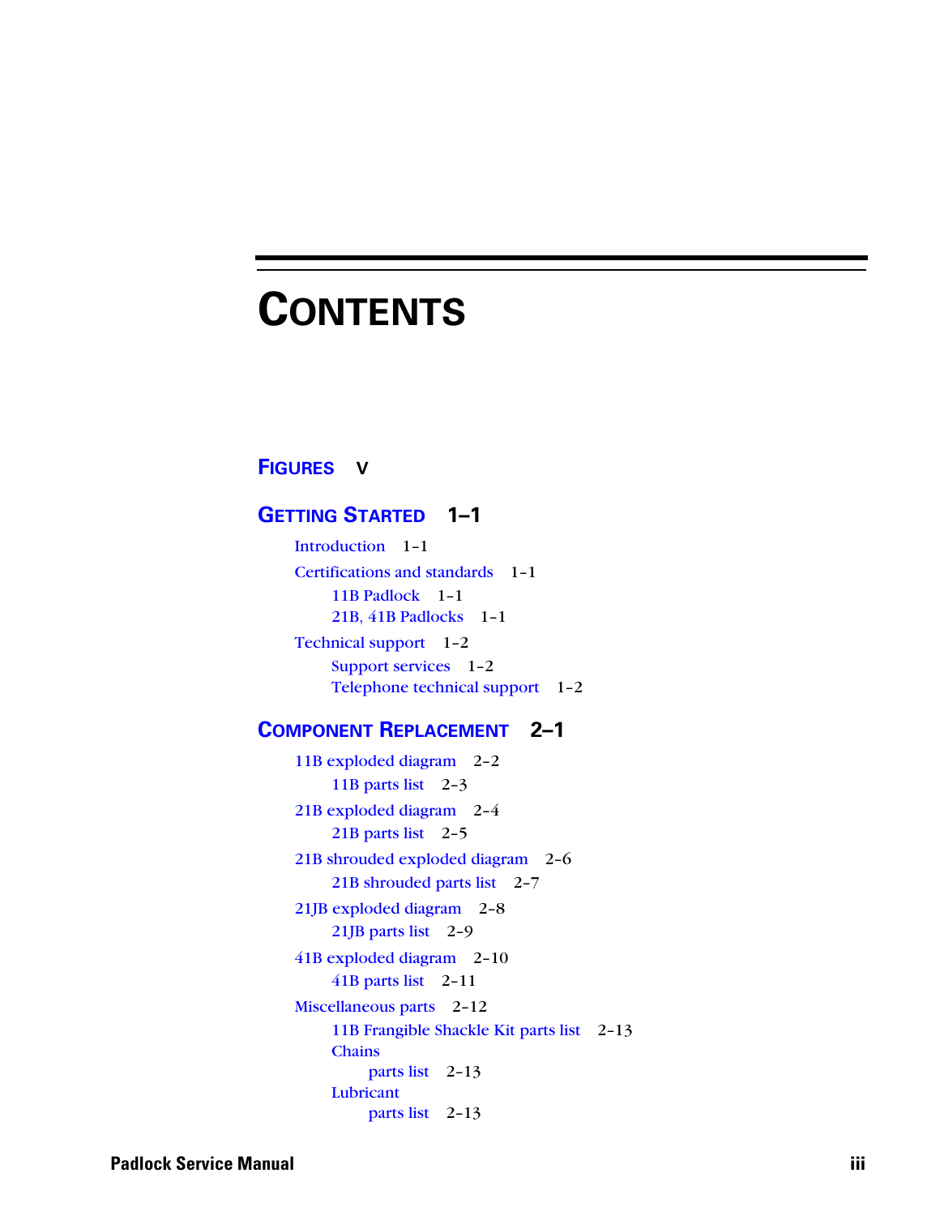# CONTENTS

## FIGURES v

## GETTING STARTED 1–1

- Introduction 1-1
- Certifications and standards 1-1
  - 11B Padlock 1-1
  - 21B, 41B Padlocks 1-1
- Technical support 1-2
  - Support services 1-2
  - Telephone technical support 1-2

## COMPONENT REPLACEMENT 2–1

- 11B exploded diagram 2-2
  - 11B parts list 2-3
- 21B exploded diagram 2-4
  - 21B parts list 2-5
- 21B shrouded exploded diagram 2-6
  - 21B shrouded parts list 2-7
- 21JB exploded diagram 2-8
  - 21JB parts list 2-9
- 41B exploded diagram 2-10
  - 41B parts list 2-11
- Miscellaneous parts 2-12
  - 11B Frangible Shackle Kit parts list 2-13
  - Chains
    - parts list 2-13
  - Lubricant
    - parts list 2-13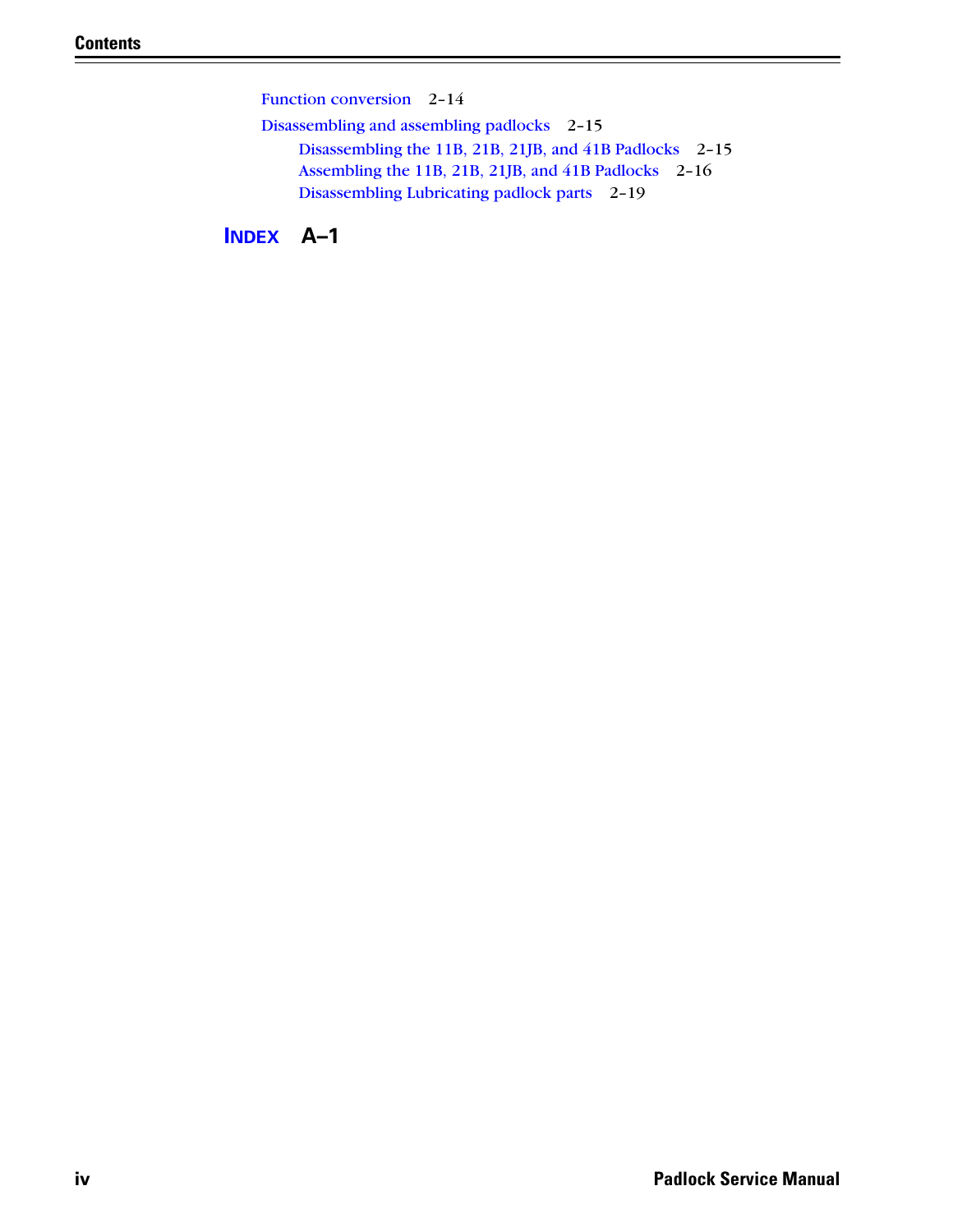Function conversion 2–14

Disassembling and assembling padlocks 2–15

- Disassembling the 11B, 21B, 21JB, and 41B Padlocks 2–15
- Assembling the 11B, 21B, 21JB, and 41B Padlocks 2–16
- Disassembling Lubricating padlock parts 2–19

**INDEX A–1**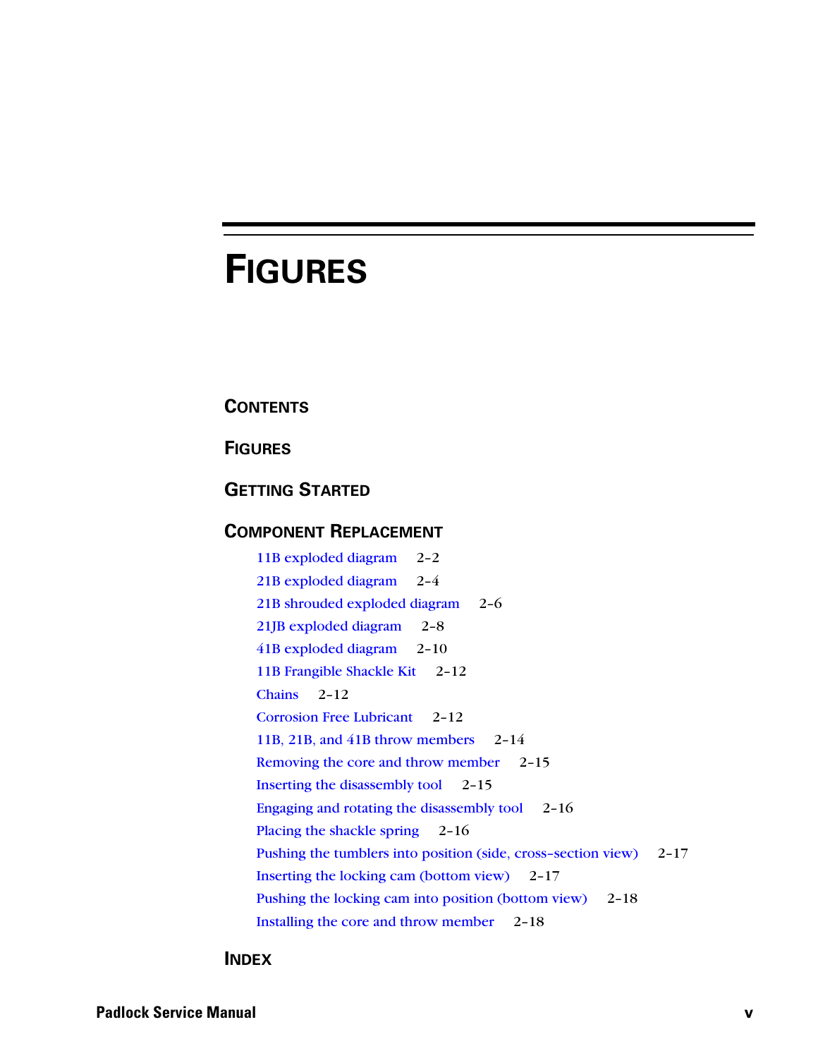# FIGURES

## CONTENTS

## FIGURES

## GETTING STARTED

## COMPONENT REPLACEMENT

- 11B exploded diagram 2-2
- 21B exploded diagram 2-4
- 21B shrouded exploded diagram 2-6
- 21JB exploded diagram 2-8
- 41B exploded diagram 2-10
- 11B Frangible Shackle Kit 2-12
- Chains 2-12
- Corrosion Free Lubricant 2-12
- 11B, 21B, and 41B throw members 2-14
- Removing the core and throw member 2-15
- Inserting the disassembly tool 2-15
- Engaging and rotating the disassembly tool 2-16
- Placing the shackle spring 2-16
- Pushing the tumblers into position (side, cross-section view) 2-17
- Inserting the locking cam (bottom view) 2-17
- Pushing the locking cam into position (bottom view) 2-18
- Installing the core and throw member 2-18

## INDEX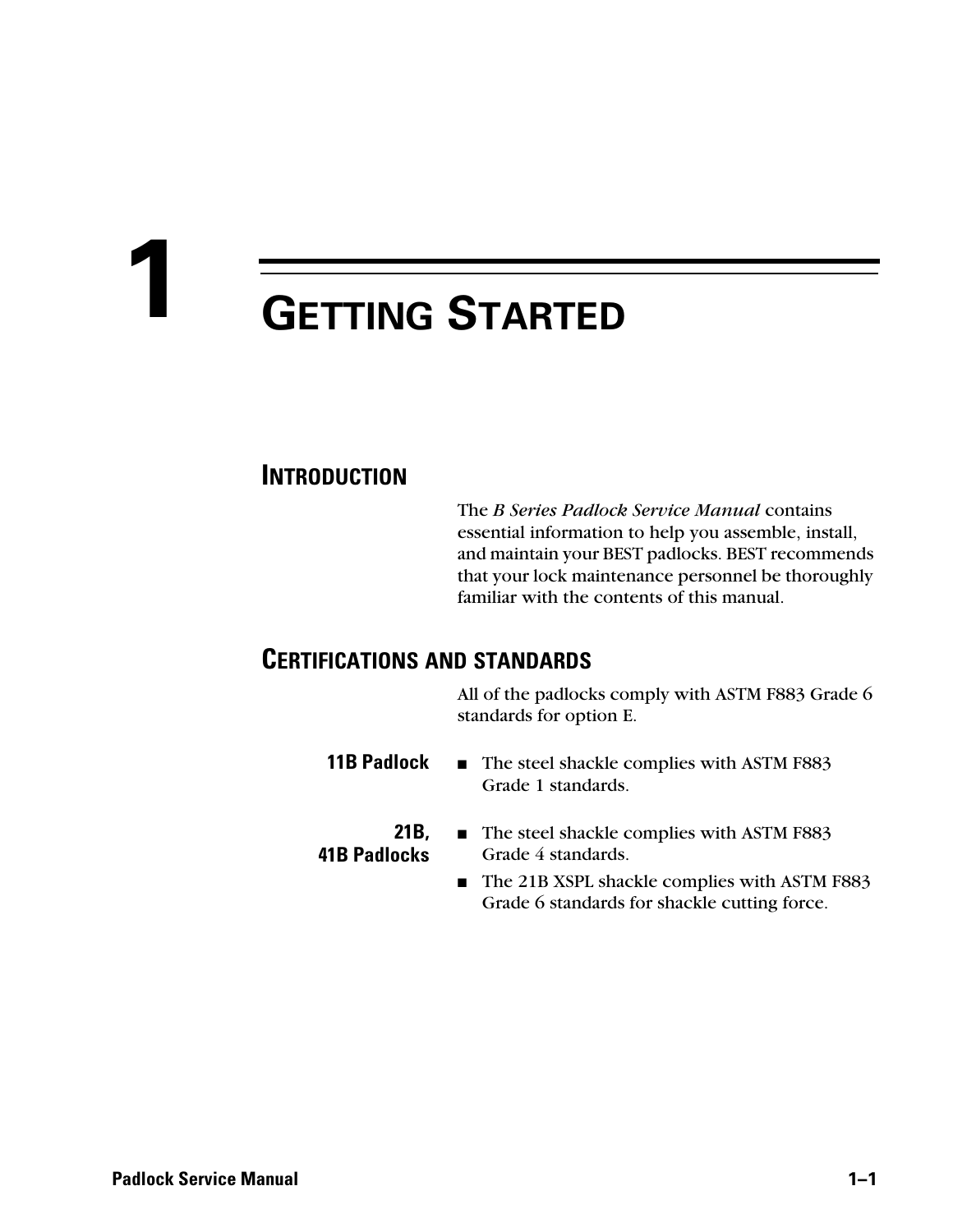# 1 GETTING STARTED

## INTRODUCTION

The *B Series Padlock Service Manual* contains essential information to help you assemble, install, and maintain your BEST padlocks. BEST recommends that your lock maintenance personnel be thoroughly familiar with the contents of this manual.

## CERTIFICATIONS AND STANDARDS

All of the padlocks comply with ASTM F883 Grade 6 standards for option E.

**11B Padlock**

- The steel shackle complies with ASTM F883 Grade 1 standards.

**21B, 41B Padlocks**

- The steel shackle complies with ASTM F883 Grade 4 standards.
- The 21B XSPL shackle complies with ASTM F883 Grade 6 standards for shackle cutting force.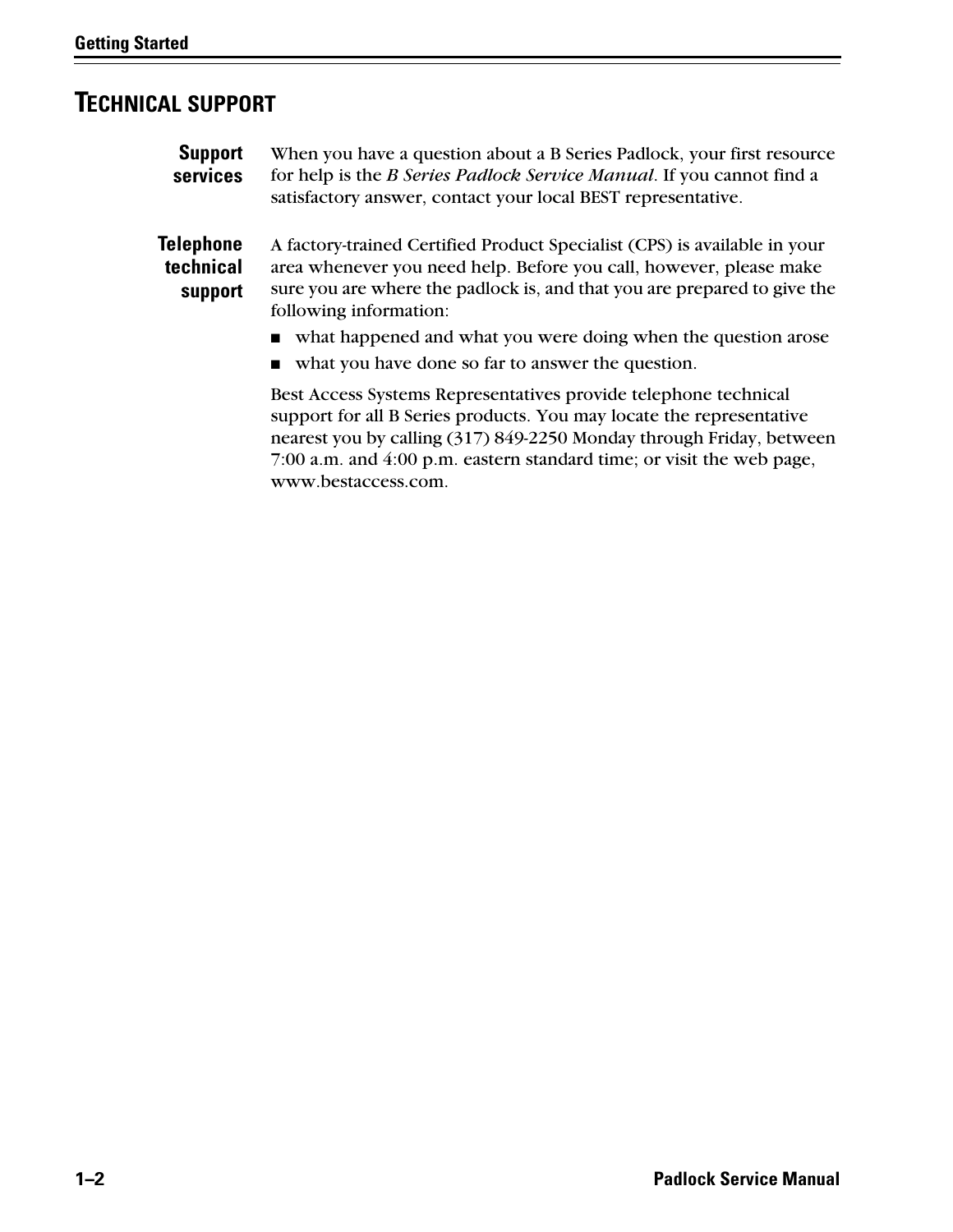## TECHNICAL SUPPORT

**Support services**

When you have a question about a B Series Padlock, your first resource for help is the *B Series Padlock Service Manual*. If you cannot find a satisfactory answer, contact your local BEST representative.

**Telephone technical support**

A factory-trained Certified Product Specialist (CPS) is available in your area whenever you need help. Before you call, however, please make sure you are where the padlock is, and that you are prepared to give the following information:

- what happened and what you were doing when the question arose
- what you have done so far to answer the question.

Best Access Systems Representatives provide telephone technical support for all B Series products. You may locate the representative nearest you by calling (317) 849-2250 Monday through Friday, between 7:00 a.m. and 4:00 p.m. eastern standard time; or visit the web page, www.bestaccess.com.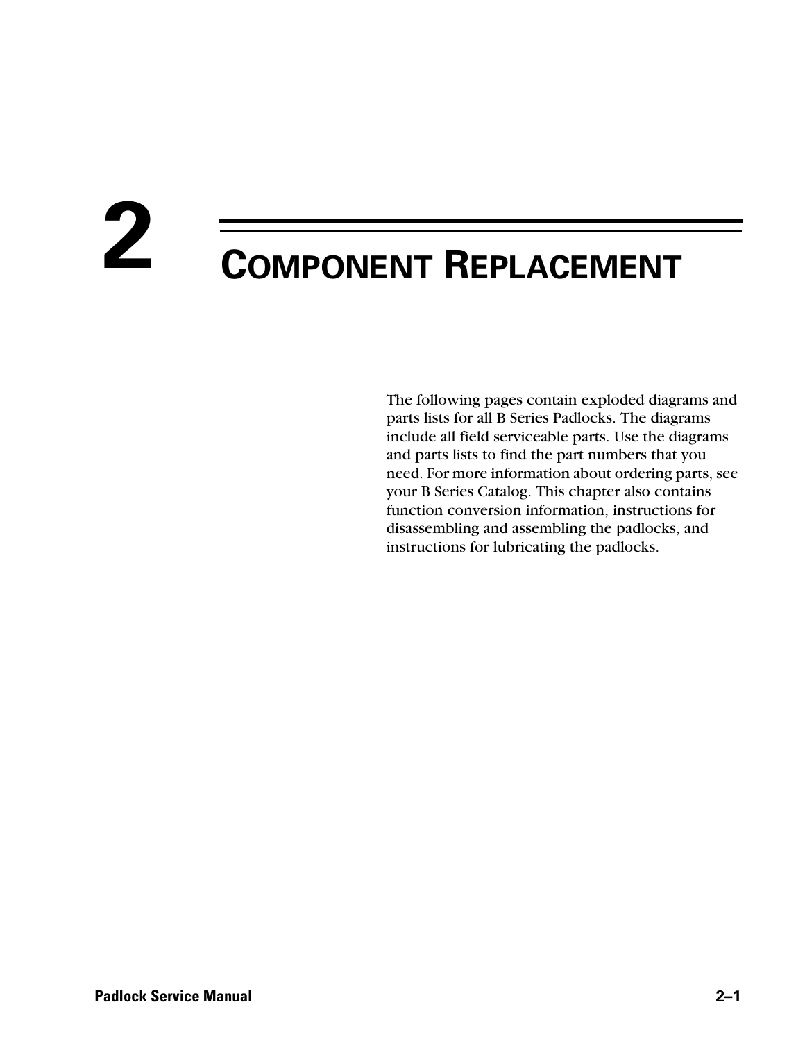# 2 COMPONENT REPLACEMENT

The following pages contain exploded diagrams and parts lists for all B Series Padlocks. The diagrams include all field serviceable parts. Use the diagrams and parts lists to find the part numbers that you need. For more information about ordering parts, see your B Series Catalog. This chapter also contains function conversion information, instructions for disassembling and assembling the padlocks, and instructions for lubricating the padlocks.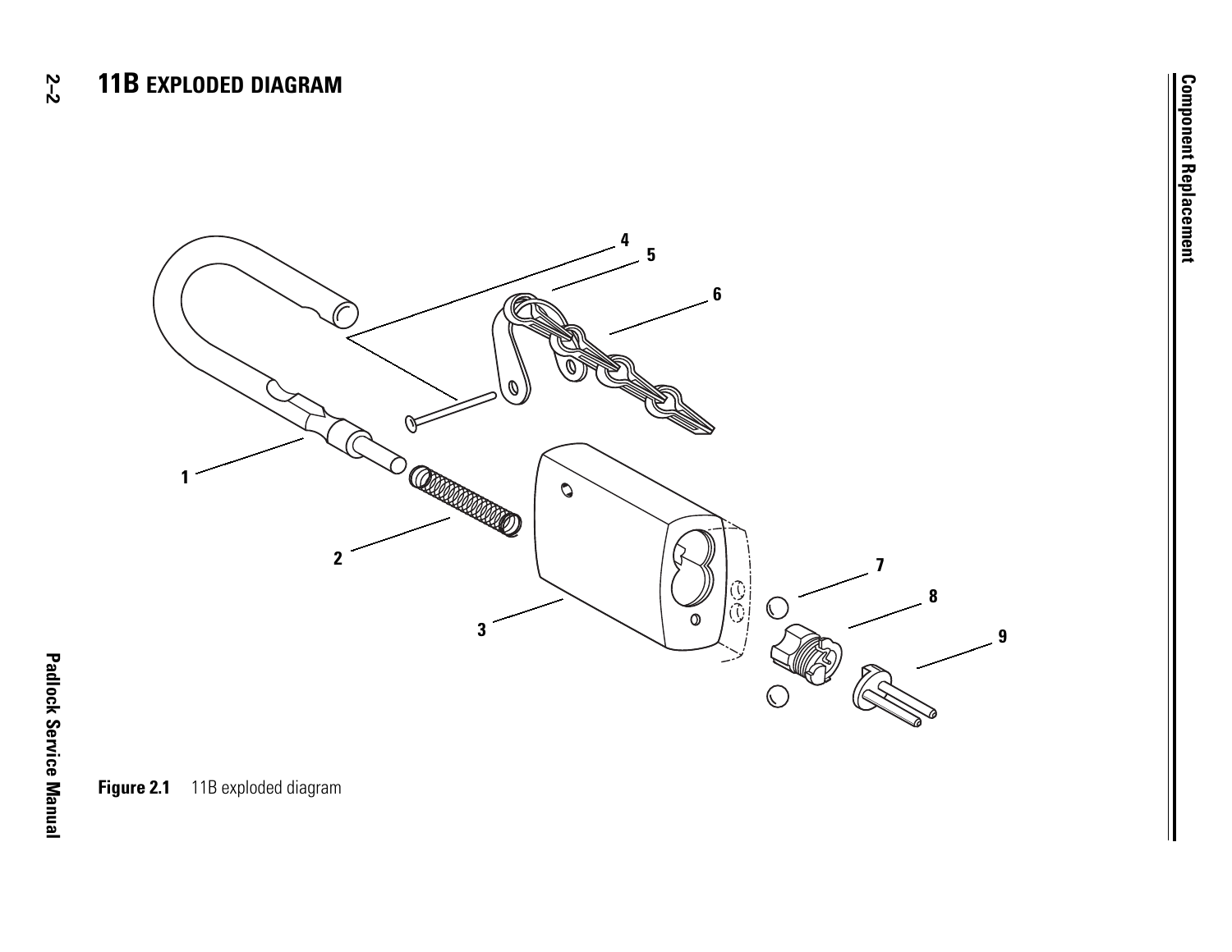# 11B EXPLODED DIAGRAM

Figure 2.1 11B exploded diagram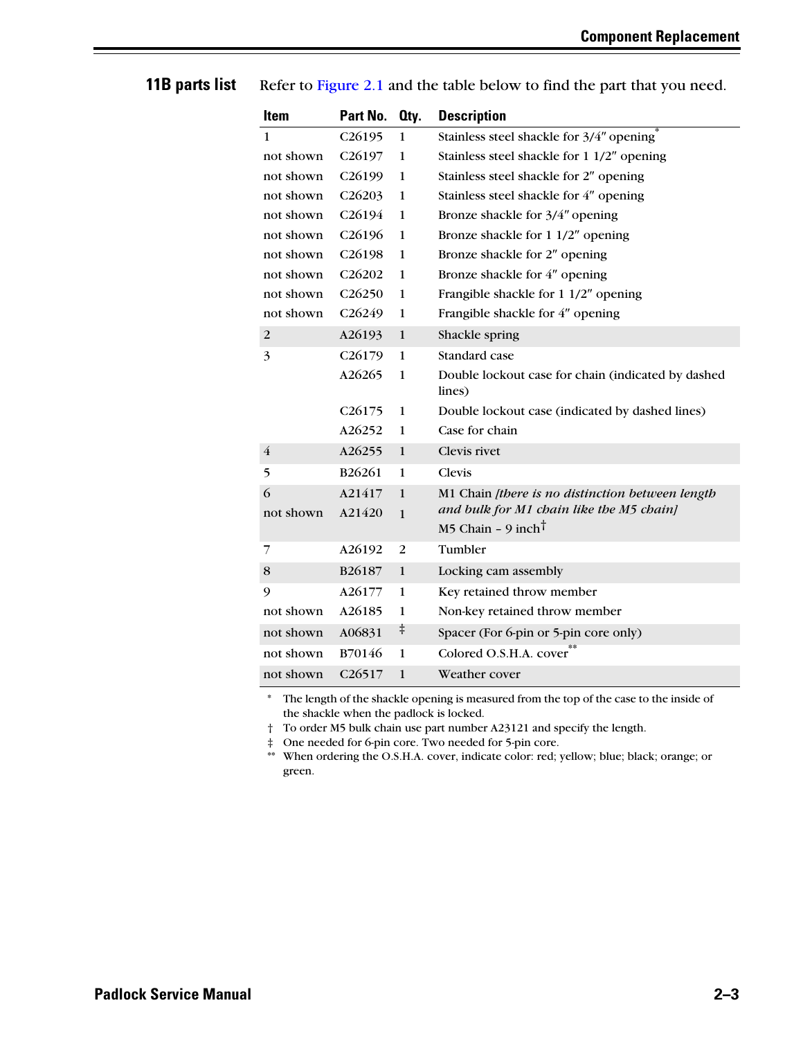## 11B parts list

Refer to Figure 2.1 and the table below to find the part that you need.

| Item | Part No. | Qty. | Description |
|---|---|---|---|
| 1 | C26195 | 1 | Stainless steel shackle for 3/4″ opening* |
| not shown | C26197 | 1 | Stainless steel shackle for 1 1/2″ opening |
| not shown | C26199 | 1 | Stainless steel shackle for 2″ opening |
| not shown | C26203 | 1 | Stainless steel shackle for 4″ opening |
| not shown | C26194 | 1 | Bronze shackle for 3/4″ opening |
| not shown | C26196 | 1 | Bronze shackle for 1 1/2″ opening |
| not shown | C26198 | 1 | Bronze shackle for 2″ opening |
| not shown | C26202 | 1 | Bronze shackle for 4″ opening |
| not shown | C26250 | 1 | Frangible shackle for 1 1/2″ opening |
| not shown | C26249 | 1 | Frangible shackle for 4″ opening |
| 2 | A26193 | 1 | Shackle spring |
| 3 | C26179 | 1 | Standard case |
| | A26265 | 1 | Double lockout case for chain (indicated by dashed lines) |
| | C26175 | 1 | Double lockout case (indicated by dashed lines) |
| | A26252 | 1 | Case for chain |
| 4 | A26255 | 1 | Clevis rivet |
| 5 | B26261 | 1 | Clevis |
| 6 | A21417 | 1 | M1 Chain *[there is no distinction between length and bulk for M1 chain like the M5 chain]* |
| not shown | A21420 | 1 | M5 Chain – 9 inch† |
| 7 | A26192 | 2 | Tumbler |
| 8 | B26187 | 1 | Locking cam assembly |
| 9 | A26177 | 1 | Key retained throw member |
| not shown | A26185 | 1 | Non-key retained throw member |
| not shown | A06831 | ‡ | Spacer (For 6-pin or 5-pin core only) |
| not shown | B70146 | 1 | Colored O.S.H.A. cover** |
| not shown | C26517 | 1 | Weather cover |

\* The length of the shackle opening is measured from the top of the case to the inside of the shackle when the padlock is locked.

† To order M5 bulk chain use part number A23121 and specify the length.

‡ One needed for 6-pin core. Two needed for 5-pin core.

** When ordering the O.S.H.A. cover, indicate color: red; yellow; blue; black; orange; or green.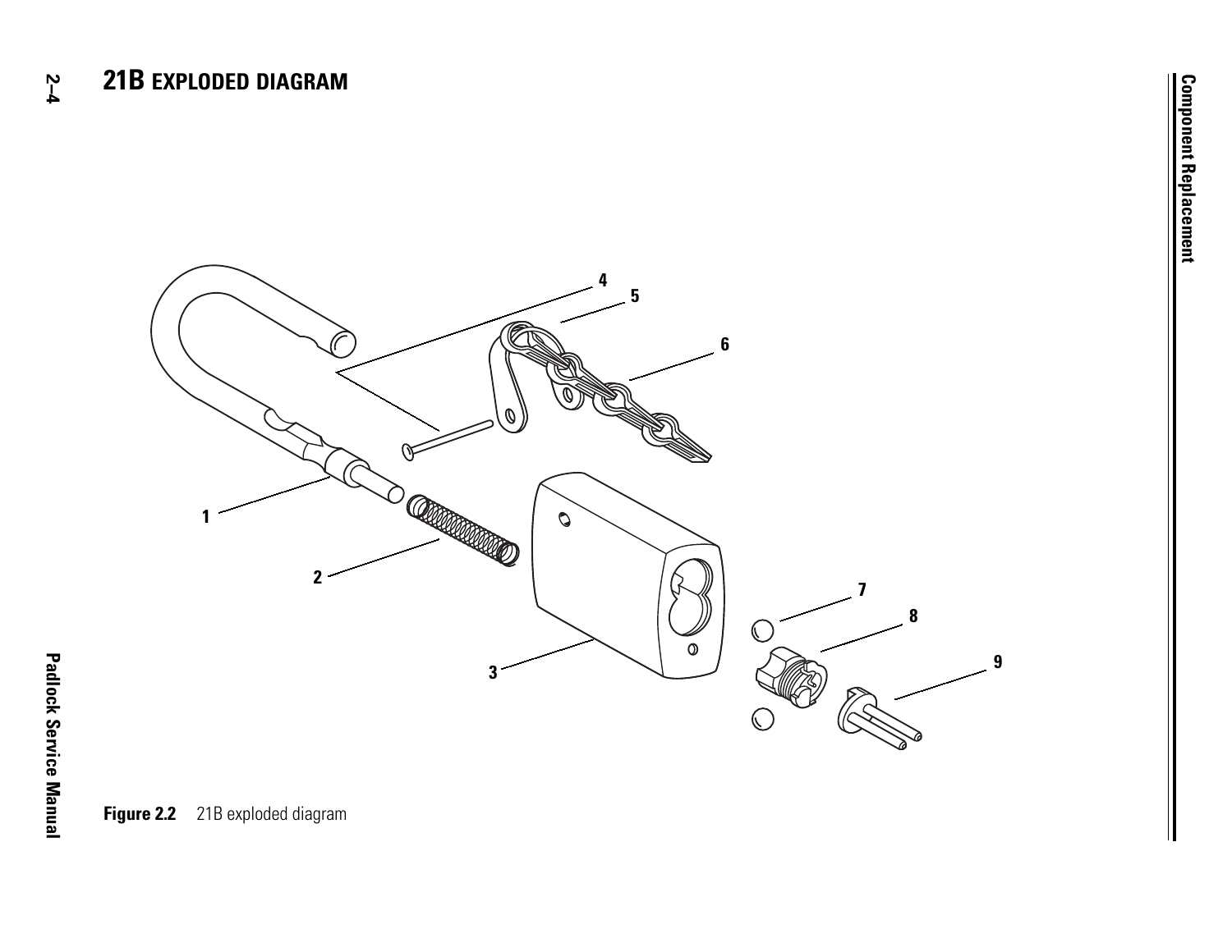# 21B EXPLODED DIAGRAM

**Figure 2.2** 21B exploded diagram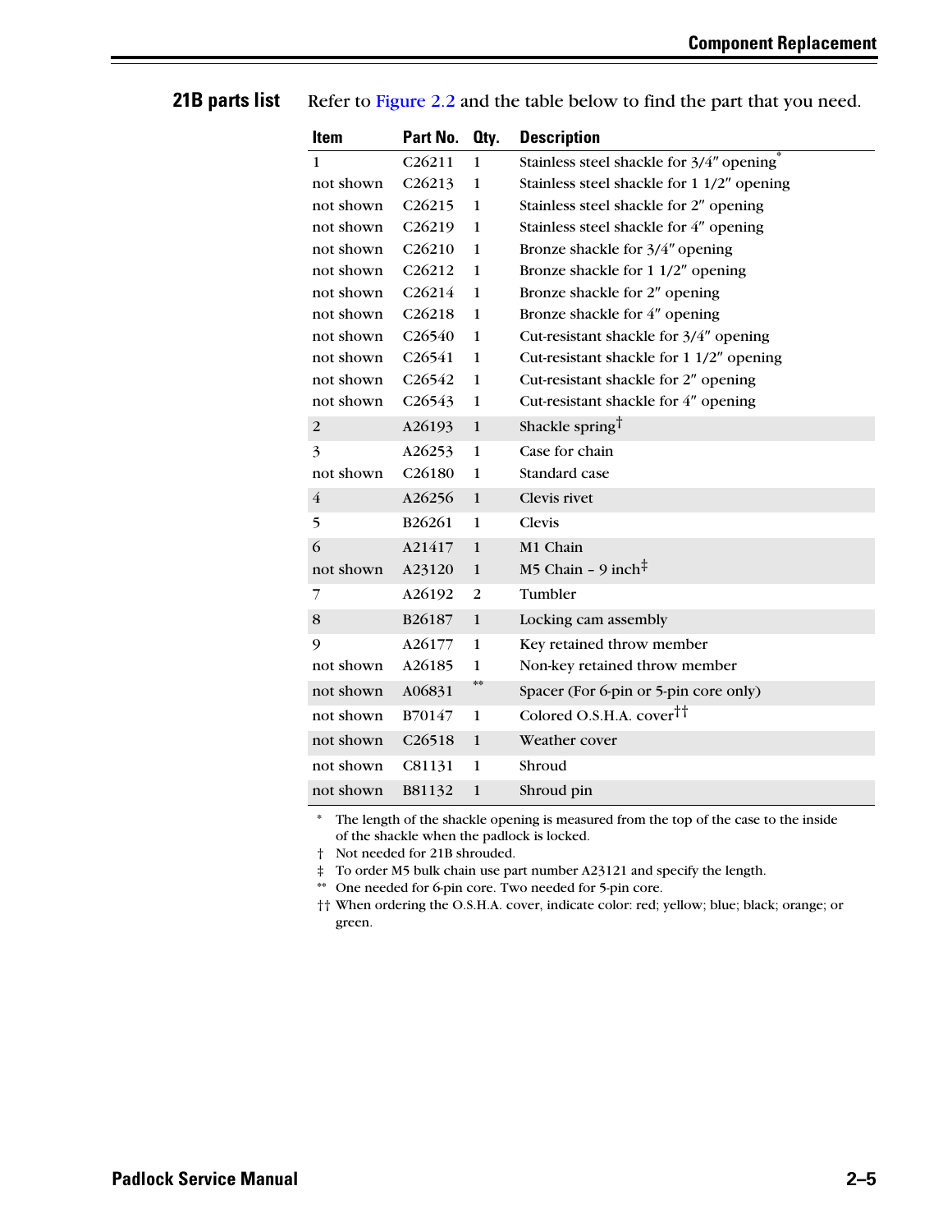## 21B parts list

Refer to Figure 2.2 and the table below to find the part that you need.

| Item | Part No. | Qty. | Description |
|---|---|---|---|
| 1 | C26211 | 1 | Stainless steel shackle for 3/4″ opening* |
| not shown | C26213 | 1 | Stainless steel shackle for 1 1/2″ opening |
| not shown | C26215 | 1 | Stainless steel shackle for 2″ opening |
| not shown | C26219 | 1 | Stainless steel shackle for 4″ opening |
| not shown | C26210 | 1 | Bronze shackle for 3/4″ opening |
| not shown | C26212 | 1 | Bronze shackle for 1 1/2″ opening |
| not shown | C26214 | 1 | Bronze shackle for 2″ opening |
| not shown | C26218 | 1 | Bronze shackle for 4″ opening |
| not shown | C26540 | 1 | Cut-resistant shackle for 3/4″ opening |
| not shown | C26541 | 1 | Cut-resistant shackle for 1 1/2″ opening |
| not shown | C26542 | 1 | Cut-resistant shackle for 2″ opening |
| not shown | C26543 | 1 | Cut-resistant shackle for 4″ opening |
| 2 | A26193 | 1 | Shackle spring† |
| 3 | A26253 | 1 | Case for chain |
| not shown | C26180 | 1 | Standard case |
| 4 | A26256 | 1 | Clevis rivet |
| 5 | B26261 | 1 | Clevis |
| 6 | A21417 | 1 | M1 Chain |
| not shown | A23120 | 1 | M5 Chain – 9 inch‡ |
| 7 | A26192 | 2 | Tumbler |
| 8 | B26187 | 1 | Locking cam assembly |
| 9 | A26177 | 1 | Key retained throw member |
| not shown | A26185 | 1 | Non-key retained throw member |
| not shown | A06831 | ** | Spacer (For 6-pin or 5-pin core only) |
| not shown | B70147 | 1 | Colored O.S.H.A. cover†† |
| not shown | C26518 | 1 | Weather cover |
| not shown | C81131 | 1 | Shroud |
| not shown | B81132 | 1 | Shroud pin |

\* The length of the shackle opening is measured from the top of the case to the inside of the shackle when the padlock is locked.

† Not needed for 21B shrouded.

‡ To order M5 bulk chain use part number A23121 and specify the length.

** One needed for 6-pin core. Two needed for 5-pin core.

†† When ordering the O.S.H.A. cover, indicate color: red; yellow; blue; black; orange; or green.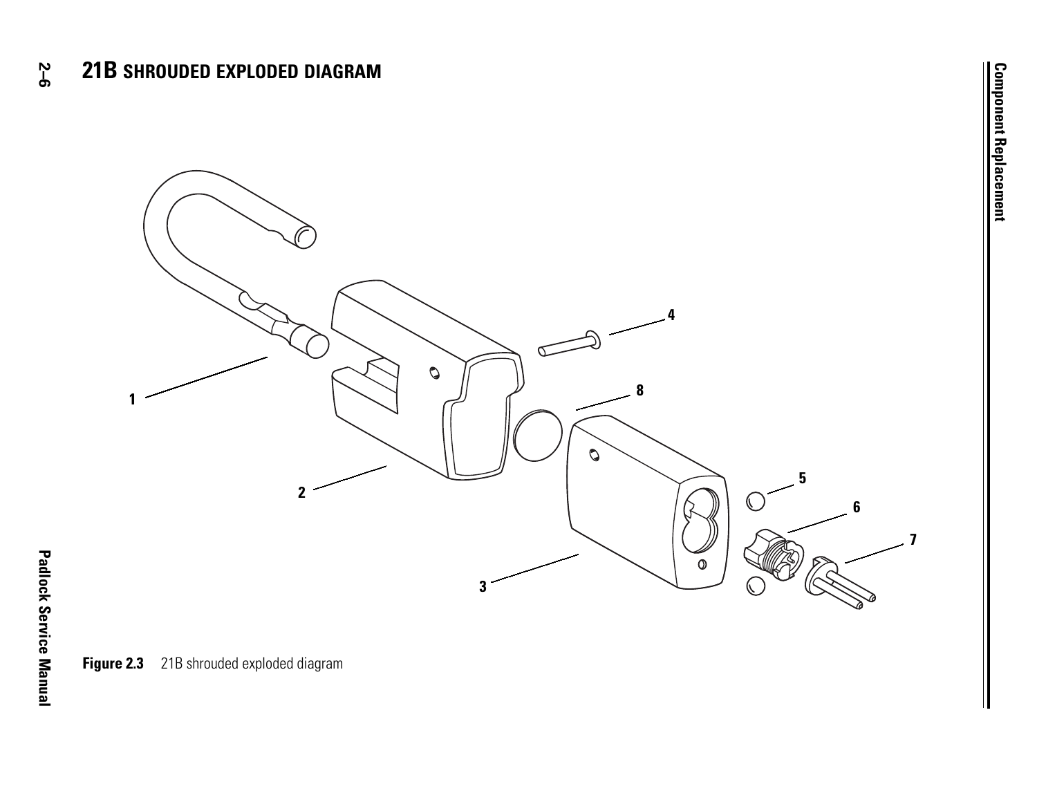## 21B SHROUDED EXPLODED DIAGRAM

Figure 2.3 21B shrouded exploded diagram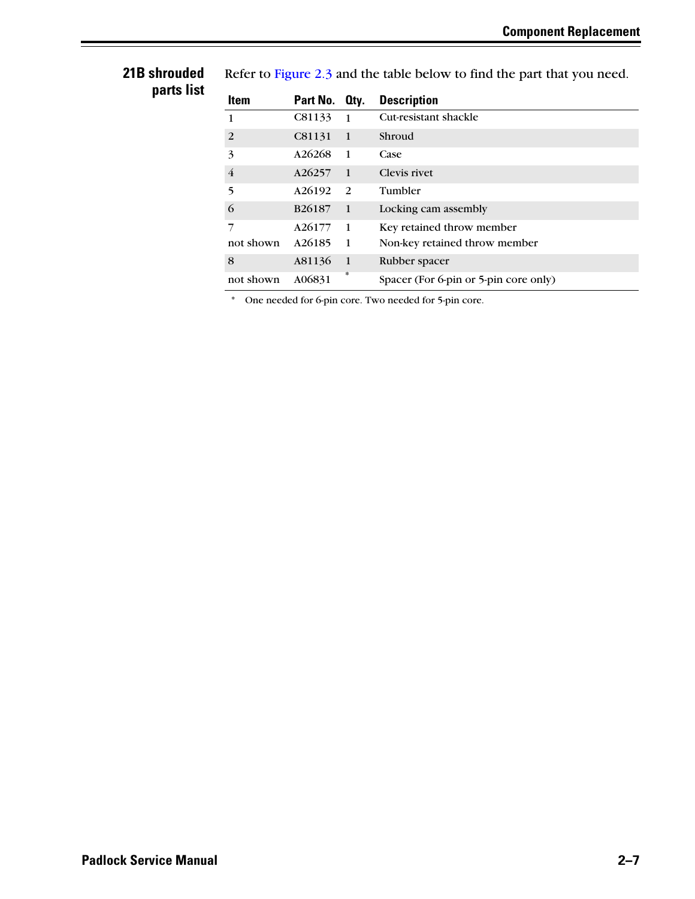## 21B shrouded parts list

Refer to Figure 2.3 and the table below to find the part that you need.

| Item | Part No. | Qty. | Description |
|---|---|---|---|
| 1 | C81133 | 1 | Cut-resistant shackle |
| 2 | C81131 | 1 | Shroud |
| 3 | A26268 | 1 | Case |
| 4 | A26257 | 1 | Clevis rivet |
| 5 | A26192 | 2 | Tumbler |
| 6 | B26187 | 1 | Locking cam assembly |
| 7 | A26177 | 1 | Key retained throw member |
| not shown | A26185 | 1 | Non-key retained throw member |
| 8 | A81136 | 1 | Rubber spacer |
| not shown | A06831 | * | Spacer (For 6-pin or 5-pin core only) |

\* One needed for 6-pin core. Two needed for 5-pin core.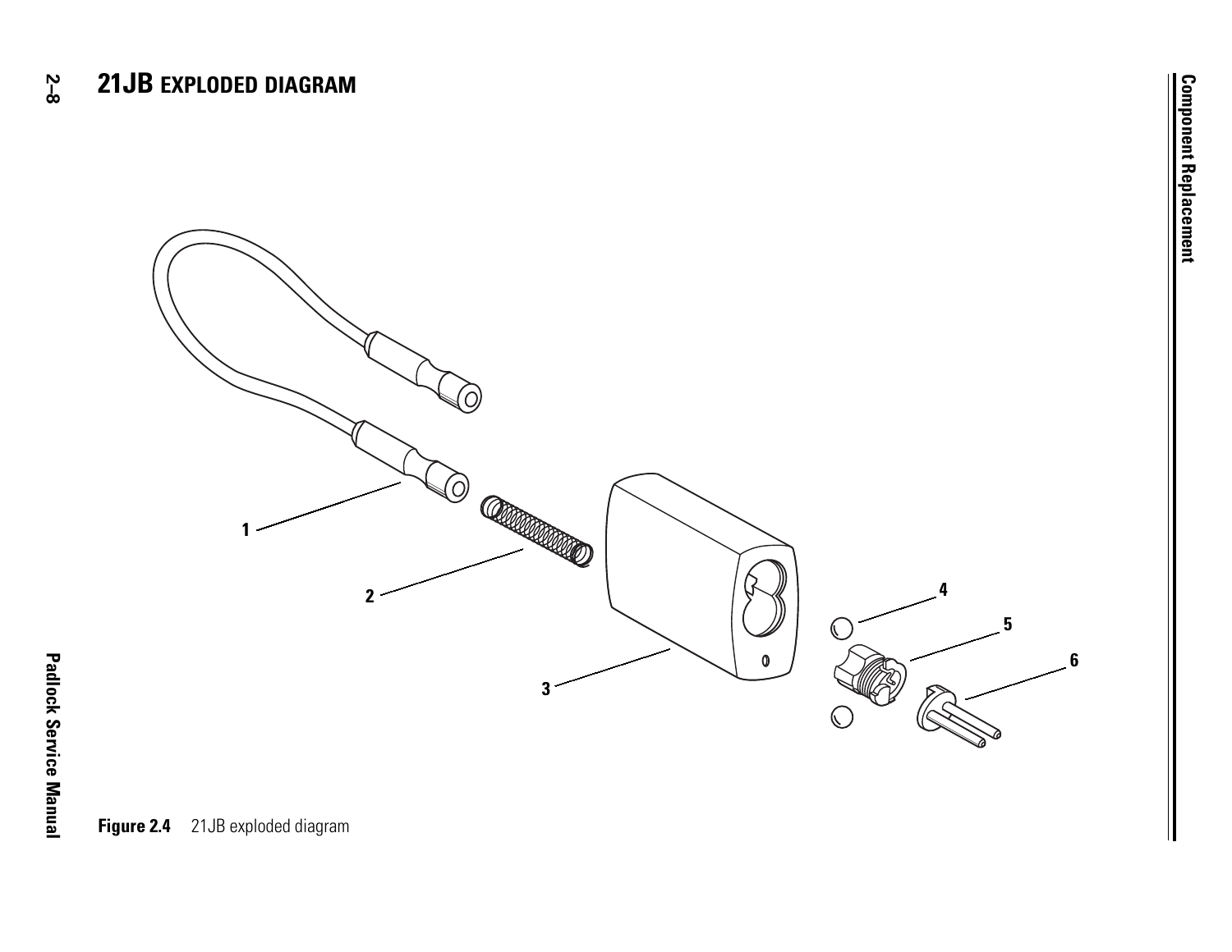# 21JB EXPLODED DIAGRAM

1
2
3
4
5
6

**Figure 2.4** 21JB exploded diagram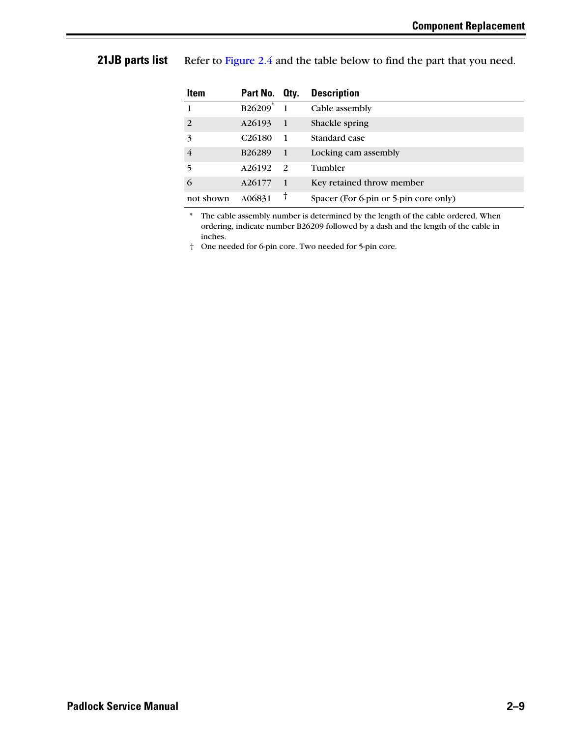## 21JB parts list

Refer to Figure 2.4 and the table below to find the part that you need.

| Item | Part No. | Qty. | Description |
|---|---|---|---|
| 1 | B26209* | 1 | Cable assembly |
| 2 | A26193 | 1 | Shackle spring |
| 3 | C26180 | 1 | Standard case |
| 4 | B26289 | 1 | Locking cam assembly |
| 5 | A26192 | 2 | Tumbler |
| 6 | A26177 | 1 | Key retained throw member |
| not shown | A06831 | † | Spacer (For 6-pin or 5-pin core only) |

\* The cable assembly number is determined by the length of the cable ordered. When ordering, indicate number B26209 followed by a dash and the length of the cable in inches.

† One needed for 6-pin core. Two needed for 5-pin core.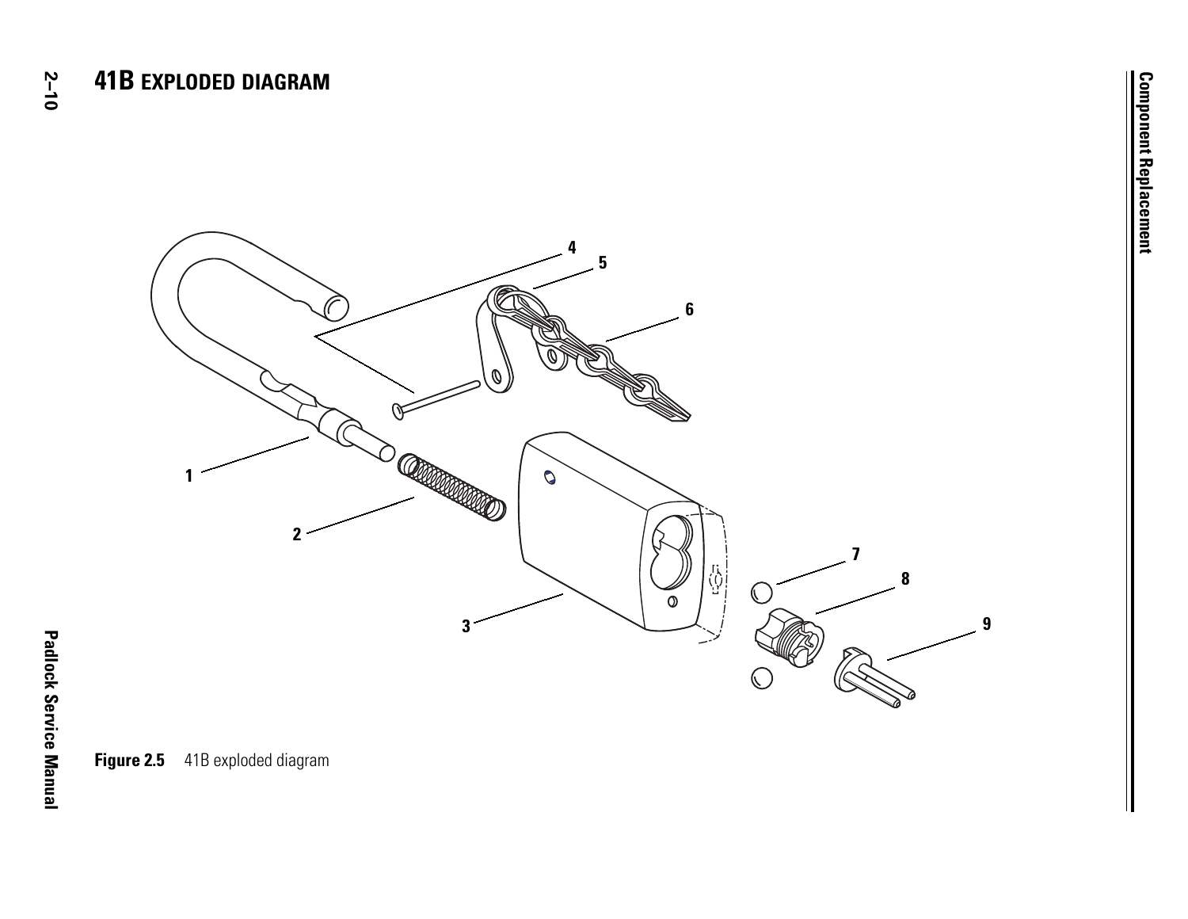# 41B EXPLODED DIAGRAM

**Figure 2.5** 41B exploded diagram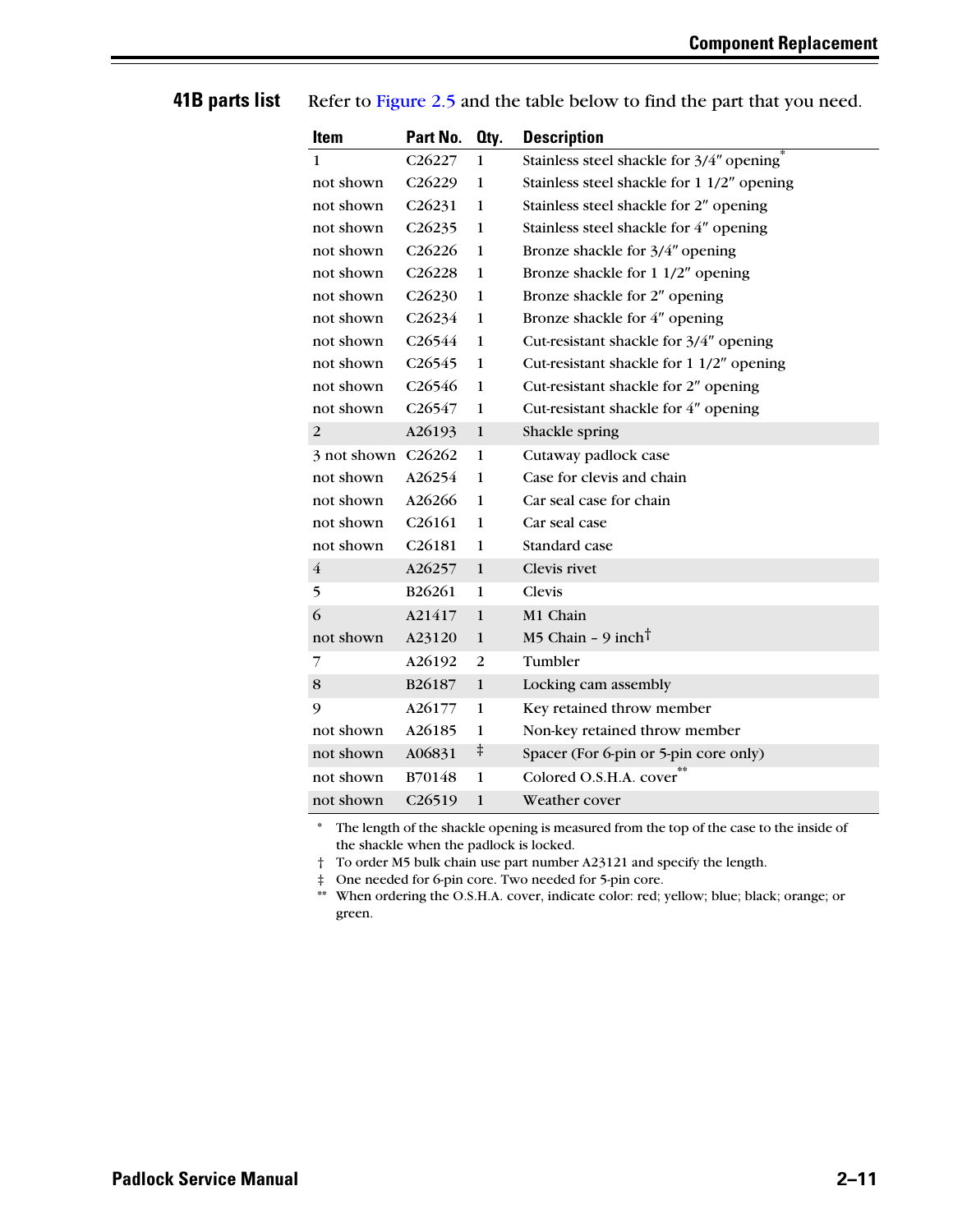## 41B parts list

Refer to Figure 2.5 and the table below to find the part that you need.

| Item | Part No. | Qty. | Description |
|---|---|---|---|
| 1 | C26227 | 1 | Stainless steel shackle for 3/4″ opening* |
| not shown | C26229 | 1 | Stainless steel shackle for 1 1/2″ opening |
| not shown | C26231 | 1 | Stainless steel shackle for 2″ opening |
| not shown | C26235 | 1 | Stainless steel shackle for 4″ opening |
| not shown | C26226 | 1 | Bronze shackle for 3/4″ opening |
| not shown | C26228 | 1 | Bronze shackle for 1 1/2″ opening |
| not shown | C26230 | 1 | Bronze shackle for 2″ opening |
| not shown | C26234 | 1 | Bronze shackle for 4″ opening |
| not shown | C26544 | 1 | Cut-resistant shackle for 3/4″ opening |
| not shown | C26545 | 1 | Cut-resistant shackle for 1 1/2″ opening |
| not shown | C26546 | 1 | Cut-resistant shackle for 2″ opening |
| not shown | C26547 | 1 | Cut-resistant shackle for 4″ opening |
| 2 | A26193 | 1 | Shackle spring |
| 3 not shown | C26262 | 1 | Cutaway padlock case |
| not shown | A26254 | 1 | Case for clevis and chain |
| not shown | A26266 | 1 | Car seal case for chain |
| not shown | C26161 | 1 | Car seal case |
| not shown | C26181 | 1 | Standard case |
| 4 | A26257 | 1 | Clevis rivet |
| 5 | B26261 | 1 | Clevis |
| 6 | A21417 | 1 | M1 Chain |
| not shown | A23120 | 1 | M5 Chain – 9 inch† |
| 7 | A26192 | 2 | Tumbler |
| 8 | B26187 | 1 | Locking cam assembly |
| 9 | A26177 | 1 | Key retained throw member |
| not shown | A26185 | 1 | Non-key retained throw member |
| not shown | A06831 | ‡ | Spacer (For 6-pin or 5-pin core only) |
| not shown | B70148 | 1 | Colored O.S.H.A. cover** |
| not shown | C26519 | 1 | Weather cover |

\* The length of the shackle opening is measured from the top of the case to the inside of the shackle when the padlock is locked.

† To order M5 bulk chain use part number A23121 and specify the length.

‡ One needed for 6-pin core. Two needed for 5-pin core.

** When ordering the O.S.H.A. cover, indicate color: red; yellow; blue; black; orange; or green.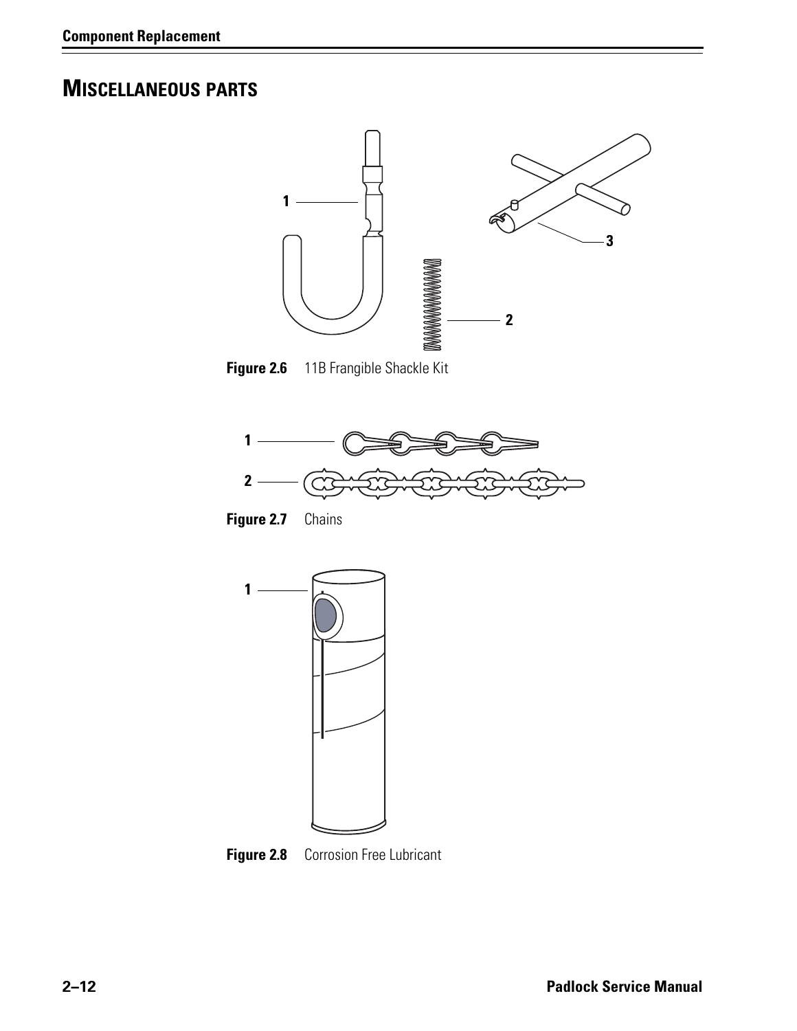## MISCELLANEOUS PARTS

1

3

2

**Figure 2.6** 11B Frangible Shackle Kit

1

2

**Figure 2.7** Chains

1

**Figure 2.8** Corrosion Free Lubricant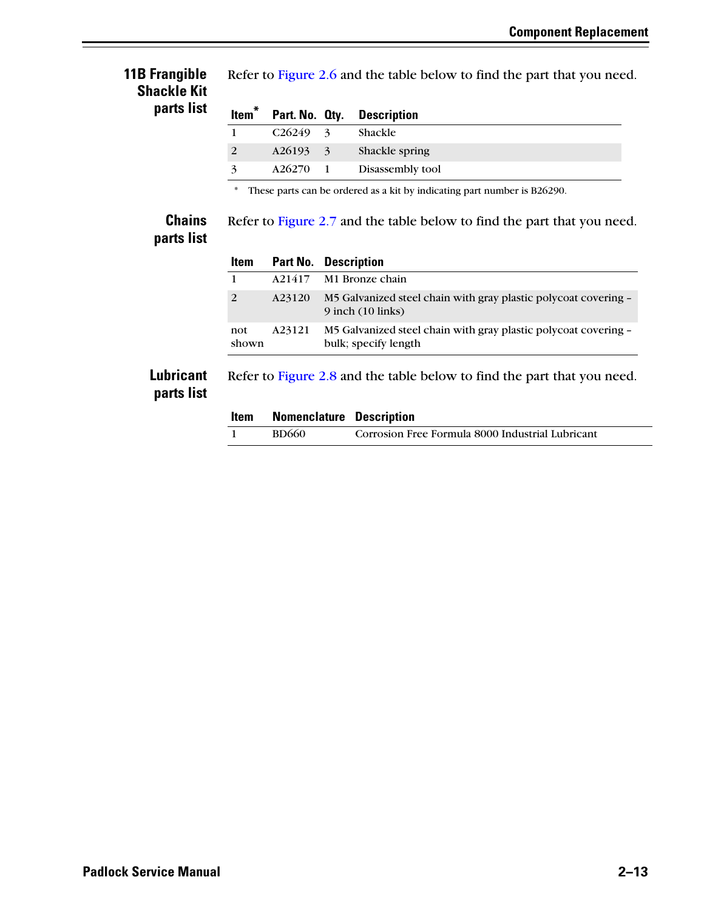## 11B Frangible Shackle Kit parts list

Refer to Figure 2.6 and the table below to find the part that you need.

| Item* | Part. No. | Qty. | Description |
|---|---|---|---|
| 1 | C26249 | 3 | Shackle |
| 2 | A26193 | 3 | Shackle spring |
| 3 | A26270 | 1 | Disassembly tool |

\* These parts can be ordered as a kit by indicating part number is B26290.

## Chains parts list

Refer to Figure 2.7 and the table below to find the part that you need.

| Item | Part No. | Description |
|---|---|---|
| 1 | A21417 | M1 Bronze chain |
| 2 | A23120 | M5 Galvanized steel chain with gray plastic polycoat covering – 9 inch (10 links) |
| not shown | A23121 | M5 Galvanized steel chain with gray plastic polycoat covering – bulk; specify length |

## Lubricant parts list

Refer to Figure 2.8 and the table below to find the part that you need.

| Item | Nomenclature | Description |
|---|---|---|
| 1 | BD660 | Corrosion Free Formula 8000 Industrial Lubricant |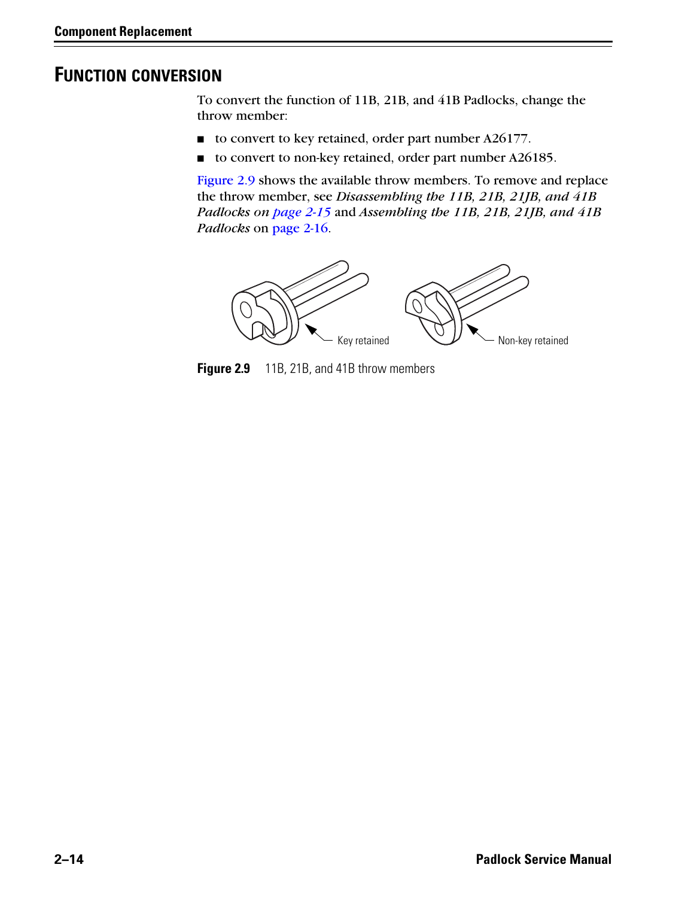# FUNCTION CONVERSION

To convert the function of 11B, 21B, and 41B Padlocks, change the throw member:

- to convert to key retained, order part number A26177.
- to convert to non-key retained, order part number A26185.

Figure 2.9 shows the available throw members. To remove and replace the throw member, see *Disassembling the 11B, 21B, 21JB, and 41B Padlocks on page 2-15* and *Assembling the 11B, 21B, 21JB, and 41B Padlocks* on page 2-16.

**Figure 2.9** 11B, 21B, and 41B throw members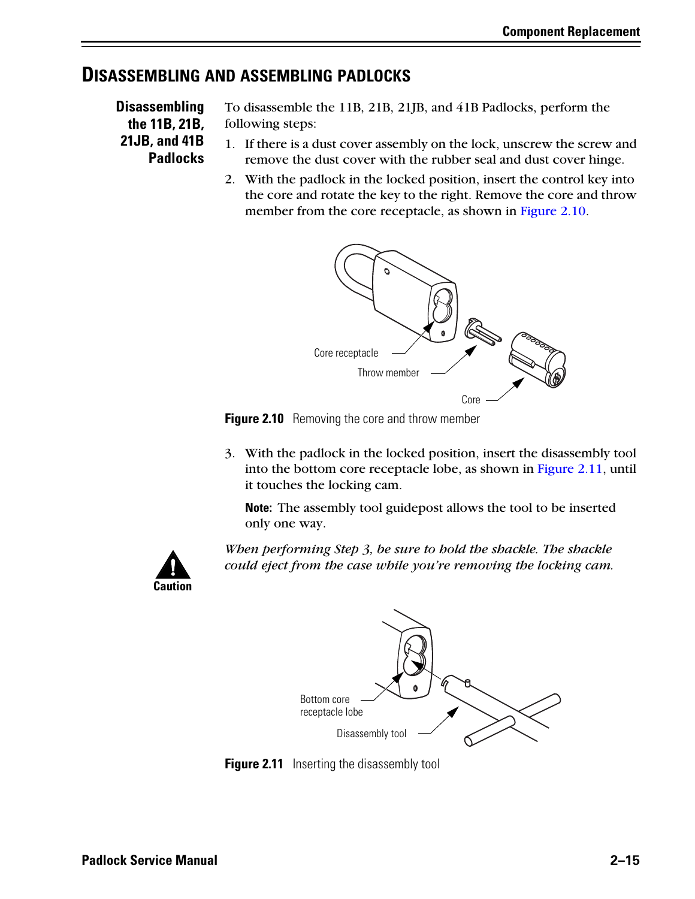## DISASSEMBLING AND ASSEMBLING PADLOCKS

### Disassembling the 11B, 21B, 21JB, and 41B Padlocks

To disassemble the 11B, 21B, 21JB, and 41B Padlocks, perform the following steps:

1. If there is a dust cover assembly on the lock, unscrew the screw and remove the dust cover with the rubber seal and dust cover hinge.
2. With the padlock in the locked position, insert the control key into the core and rotate the key to the right. Remove the core and throw member from the core receptacle, as shown in Figure 2.10.

**Figure 2.10** Removing the core and throw member

3. With the padlock in the locked position, insert the disassembly tool into the bottom core receptacle lobe, as shown in Figure 2.11, until it touches the locking cam.

   **Note:** The assembly tool guidepost allows the tool to be inserted only one way.

**Caution**

*When performing Step 3, be sure to hold the shackle. The shackle could eject from the case while you're removing the locking cam.*

**Figure 2.11** Inserting the disassembly tool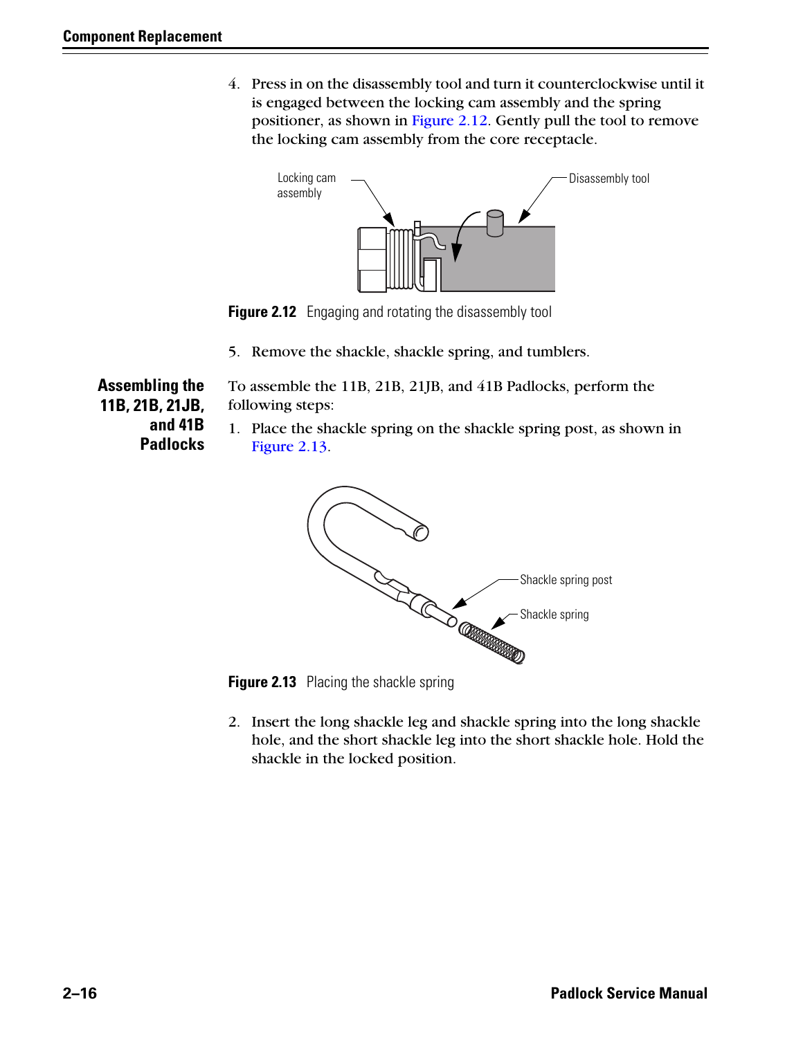4. Press in on the disassembly tool and turn it counterclockwise until it is engaged between the locking cam assembly and the spring positioner, as shown in Figure 2.12. Gently pull the tool to remove the locking cam assembly from the core receptacle.

**Figure 2.12** Engaging and rotating the disassembly tool

5. Remove the shackle, shackle spring, and tumblers.

## Assembling the 11B, 21B, 21JB, and 41B Padlocks

To assemble the 11B, 21B, 21JB, and 41B Padlocks, perform the following steps:

1. Place the shackle spring on the shackle spring post, as shown in Figure 2.13.

**Figure 2.13** Placing the shackle spring

2. Insert the long shackle leg and shackle spring into the long shackle hole, and the short shackle leg into the short shackle hole. Hold the shackle in the locked position.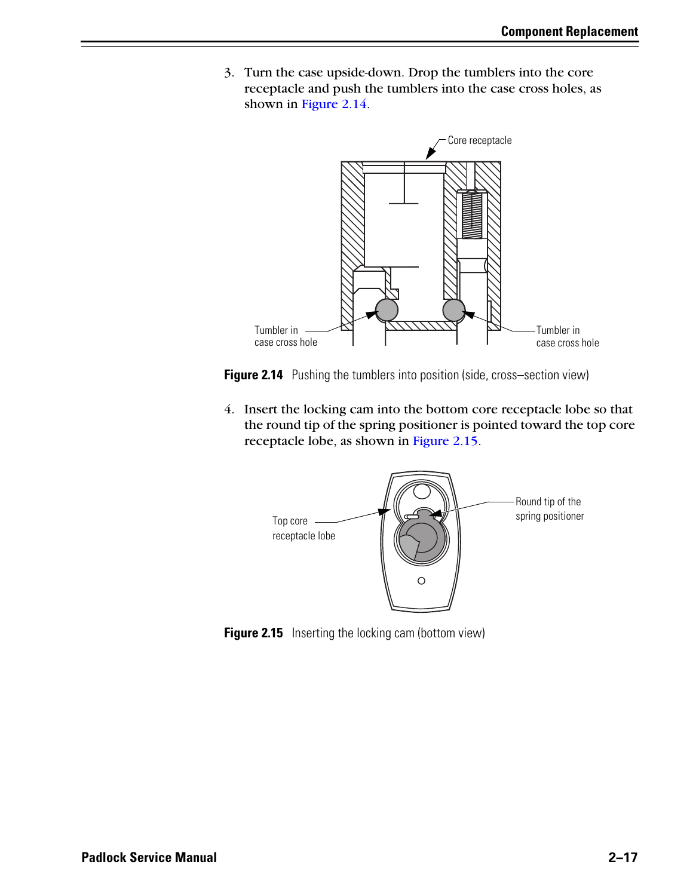3. Turn the case upside-down. Drop the tumblers into the core receptacle and push the tumblers into the case cross holes, as shown in Figure 2.14.

**Figure 2.14** Pushing the tumblers into position (side, cross–section view)

4. Insert the locking cam into the bottom core receptacle lobe so that the round tip of the spring positioner is pointed toward the top core receptacle lobe, as shown in Figure 2.15.

**Figure 2.15** Inserting the locking cam (bottom view)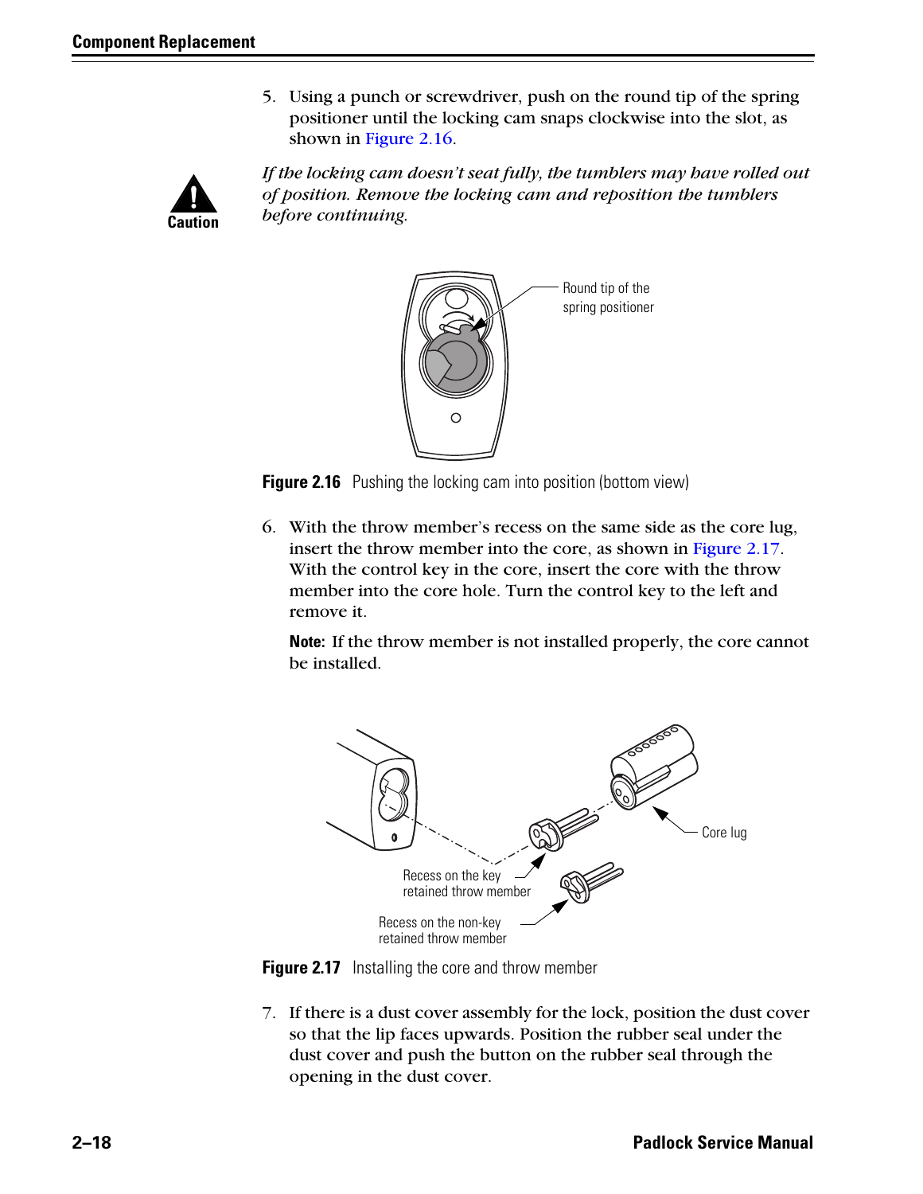5. Using a punch or screwdriver, push on the round tip of the spring positioner until the locking cam snaps clockwise into the slot, as shown in Figure 2.16.

**Caution**

*If the locking cam doesn't seat fully, the tumblers may have rolled out of position. Remove the locking cam and reposition the tumblers before continuing.*

Round tip of the spring positioner

**Figure 2.16** Pushing the locking cam into position (bottom view)

6. With the throw member's recess on the same side as the core lug, insert the throw member into the core, as shown in Figure 2.17. With the control key in the core, insert the core with the throw member into the core hole. Turn the control key to the left and remove it.

   **Note:** If the throw member is not installed properly, the core cannot be installed.

Core lug

Recess on the key retained throw member

Recess on the non-key retained throw member

**Figure 2.17** Installing the core and throw member

7. If there is a dust cover assembly for the lock, position the dust cover so that the lip faces upwards. Position the rubber seal under the dust cover and push the button on the rubber seal through the opening in the dust cover.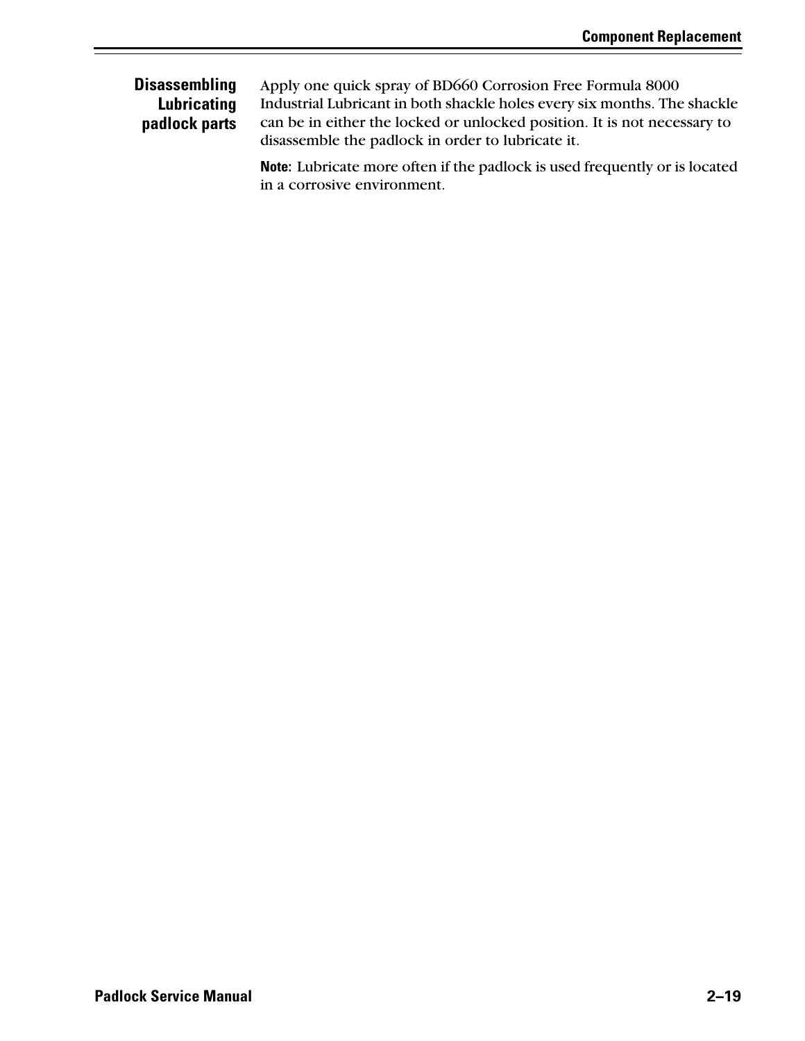## Disassembling Lubricating padlock parts

Apply one quick spray of BD660 Corrosion Free Formula 8000 Industrial Lubricant in both shackle holes every six months. The shackle can be in either the locked or unlocked position. It is not necessary to disassemble the padlock in order to lubricate it.

**Note:** Lubricate more often if the padlock is used frequently or is located in a corrosive environment.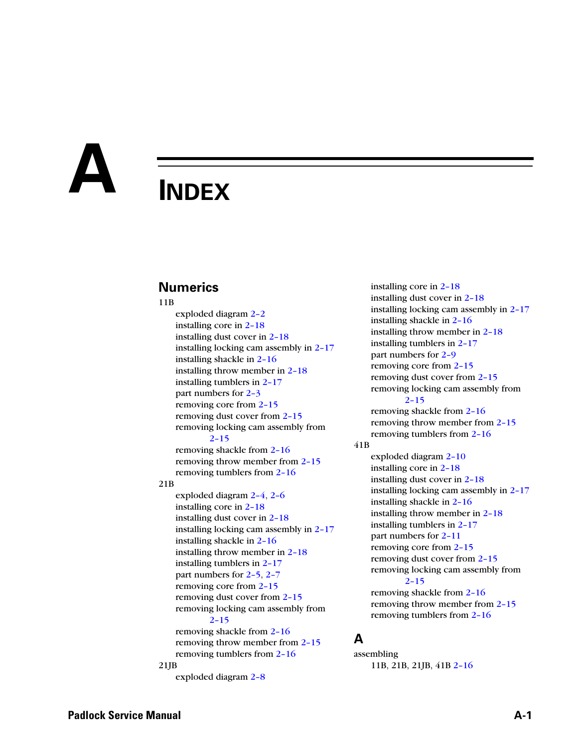# A INDEX

## Numerics

11B
- exploded diagram 2-2
- installing core in 2-18
- installing dust cover in 2-18
- installing locking cam assembly in 2-17
- installing shackle in 2-16
- installing throw member in 2-18
- installing tumblers in 2-17
- part numbers for 2-3
- removing core from 2-15
- removing dust cover from 2-15
- removing locking cam assembly from 2-15
- removing shackle from 2-16
- removing throw member from 2-15
- removing tumblers from 2-16

21B
- exploded diagram 2-4, 2-6
- installing core in 2-18
- installing dust cover in 2-18
- installing locking cam assembly in 2-17
- installing shackle in 2-16
- installing throw member in 2-18
- installing tumblers in 2-17
- part numbers for 2-5, 2-7
- removing core from 2-15
- removing dust cover from 2-15
- removing locking cam assembly from 2-15
- removing shackle from 2-16
- removing throw member from 2-15
- removing tumblers from 2-16

21JB
- exploded diagram 2-8
- installing core in 2-18
- installing dust cover in 2-18
- installing locking cam assembly in 2-17
- installing shackle in 2-16
- installing throw member in 2-18
- installing tumblers in 2-17
- part numbers for 2-9
- removing core from 2-15
- removing dust cover from 2-15
- removing locking cam assembly from 2-15
- removing shackle from 2-16
- removing throw member from 2-15
- removing tumblers from 2-16

41B
- exploded diagram 2-10
- installing core in 2-18
- installing dust cover in 2-18
- installing locking cam assembly in 2-17
- installing shackle in 2-16
- installing throw member in 2-18
- installing tumblers in 2-17
- part numbers for 2-11
- removing core from 2-15
- removing dust cover from 2-15
- removing locking cam assembly from 2-15
- removing shackle from 2-16
- removing throw member from 2-15
- removing tumblers from 2-16

## A

assembling
- 11B, 21B, 21JB, 41B 2-16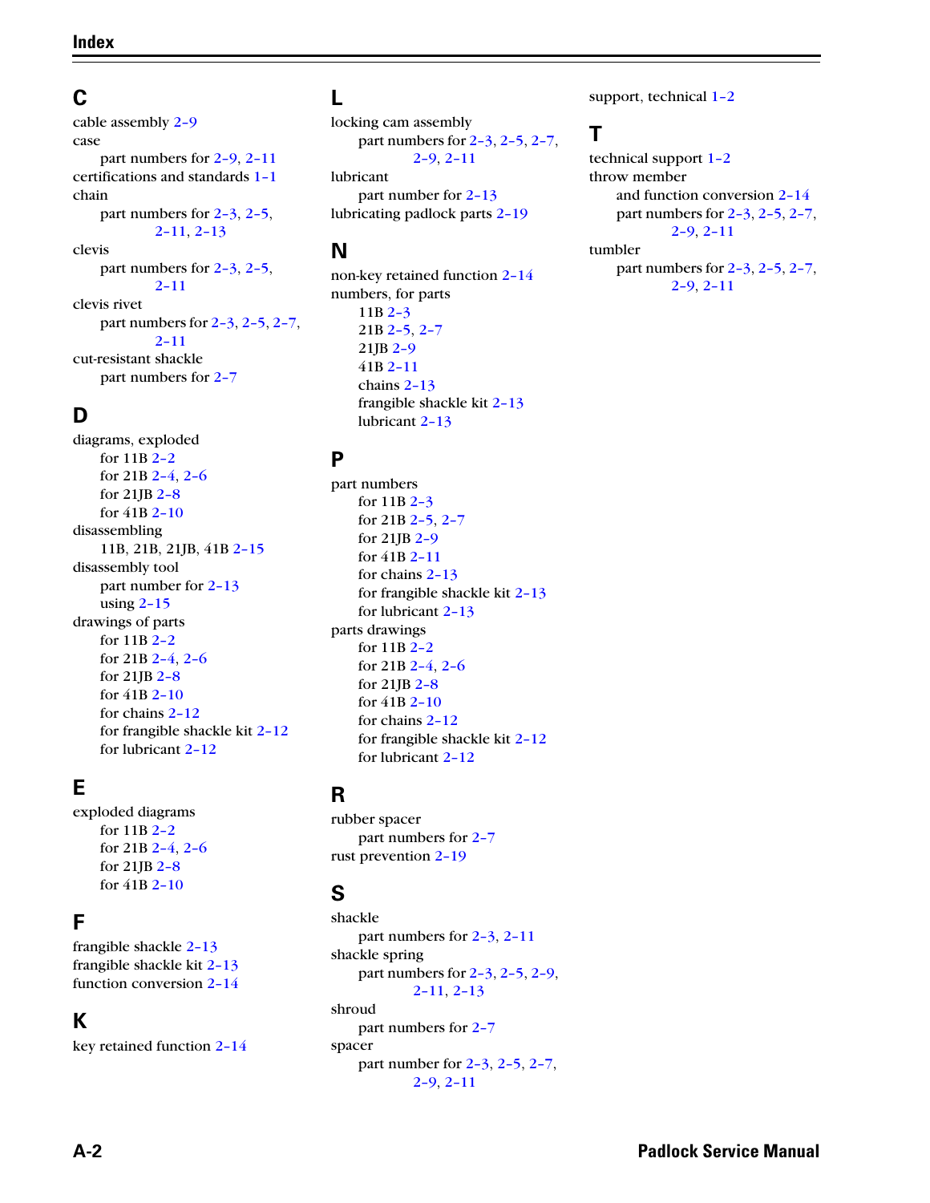## C

cable assembly 2-9
case
  part numbers for 2-9, 2-11
certifications and standards 1-1
chain
  part numbers for 2-3, 2-5, 2-11, 2-13
clevis
  part numbers for 2-3, 2-5, 2-11
clevis rivet
  part numbers for 2-3, 2-5, 2-7, 2-11
cut-resistant shackle
  part numbers for 2-7

## D

diagrams, exploded
  for 11B 2-2
  for 21B 2-4, 2-6
  for 21JB 2-8
  for 41B 2-10
disassembling
  11B, 21B, 21JB, 41B 2-15
disassembly tool
  part number for 2-13
  using 2-15
drawings of parts
  for 11B 2-2
  for 21B 2-4, 2-6
  for 21JB 2-8
  for 41B 2-10
  for chains 2-12
  for frangible shackle kit 2-12
  for lubricant 2-12

## E

exploded diagrams
  for 11B 2-2
  for 21B 2-4, 2-6
  for 21JB 2-8
  for 41B 2-10

## F

frangible shackle 2-13
frangible shackle kit 2-13
function conversion 2-14

## K

key retained function 2-14

## L

locking cam assembly
  part numbers for 2-3, 2-5, 2-7, 2-9, 2-11
lubricant
  part number for 2-13
lubricating padlock parts 2-19

## N

non-key retained function 2-14
numbers, for parts
  11B 2-3
  21B 2-5, 2-7
  21JB 2-9
  41B 2-11
  chains 2-13
  frangible shackle kit 2-13
  lubricant 2-13

## P

part numbers
  for 11B 2-3
  for 21B 2-5, 2-7
  for 21JB 2-9
  for 41B 2-11
  for chains 2-13
  for frangible shackle kit 2-13
  for lubricant 2-13
parts drawings
  for 11B 2-2
  for 21B 2-4, 2-6
  for 21JB 2-8
  for 41B 2-10
  for chains 2-12
  for frangible shackle kit 2-12
  for lubricant 2-12

## R

rubber spacer
  part numbers for 2-7
rust prevention 2-19

## S

shackle
  part numbers for 2-3, 2-11
shackle spring
  part numbers for 2-3, 2-5, 2-9, 2-11, 2-13
shroud
  part numbers for 2-7
spacer
  part number for 2-3, 2-5, 2-7, 2-9, 2-11
support, technical 1-2

## T

technical support 1-2
throw member
  and function conversion 2-14
  part numbers for 2-3, 2-5, 2-7, 2-9, 2-11
tumbler
  part numbers for 2-3, 2-5, 2-7, 2-9, 2-11